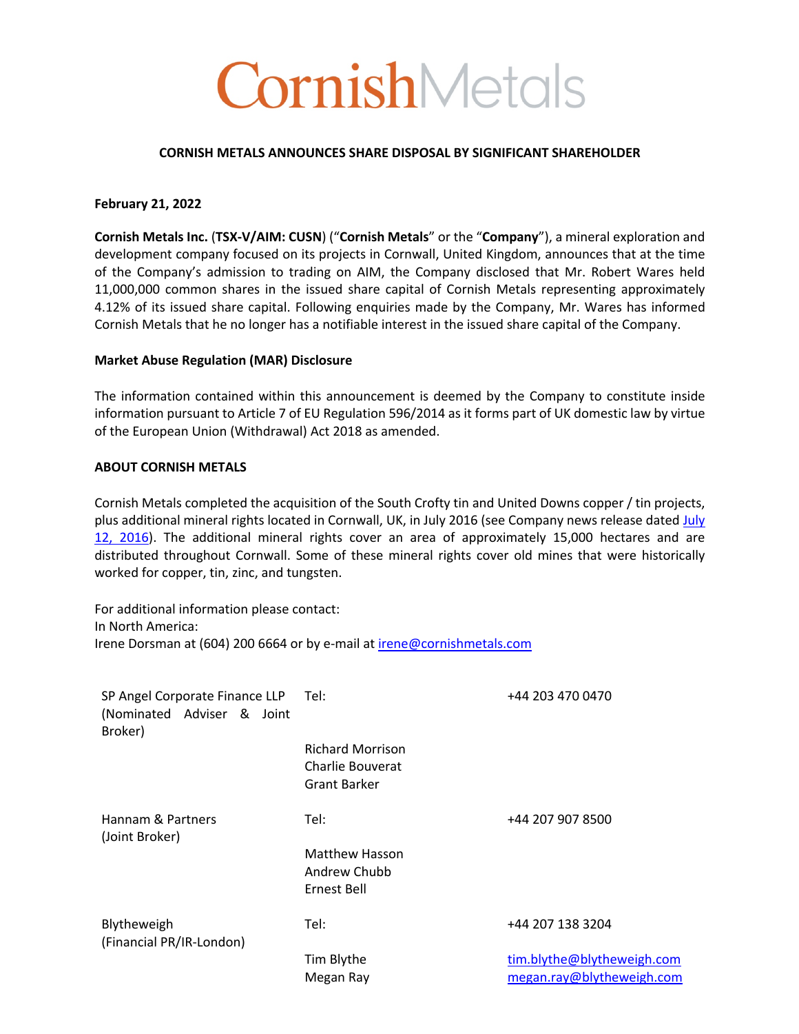# CornishMetals

## CORNISH METALS ANNOUNCES SHARE DISPOSAL BY SIGNIFICANT SHAREHOLDER

**February 21, 2022**

**Cornish Metals Inc.** (**TSX-V/AIM: CUSN**) ("**Cornish Metals**" or the "**Company**"), a mineral exploration and development company focused on its projects in Cornwall, United Kingdom, announces that at the time of the Company's admission to trading on AIM, the Company disclosed that Mr. Robert Wares held 11,000,000 common shares in the issued share capital of Cornish Metals representing approximately 4.12% of its issued share capital. Following enquiries made by the Company, Mr. Wares has informed Cornish Metals that he no longer has a notifiable interest in the issued share capital of the Company.

**Market Abuse Regulation (MAR) Disclosure**

The information contained within this announcement is deemed by the Company to constitute inside information pursuant to Article 7 of EU Regulation 596/2014 as it forms part of UK domestic law by virtue of the European Union (Withdrawal) Act 2018 as amended.

**ABOUT CORNISH METALS**

Cornish Metals completed the acquisition of the South Crofty tin and United Downs copper / tin projects, plus additional mineral rights located in Cornwall, UK, in July 2016 (see Company news release dated July 12, 2016). The additional mineral rights cover an area of approximately 15,000 hectares and are distributed throughout Cornwall. Some of these mineral rights cover old mines that were historically worked for copper, tin, zinc, and tungsten.

For additional information please contact:
In North America:
Irene Dorsman at (604) 200 6664 or by e-mail at irene@cornishmetals.com

| | | |
|---|---|---|
| SP Angel Corporate Finance LLP (Nominated Adviser & Joint Broker) | Tel: | +44 203 470 0470 |
| | Richard Morrison<br>Charlie Bouverat<br>Grant Barker | |
| Hannam & Partners (Joint Broker) | Tel: | +44 207 907 8500 |
| | Matthew Hasson<br>Andrew Chubb<br>Ernest Bell | |
| Blytheweigh (Financial PR/IR-London) | Tel: | +44 207 138 3204 |
| | Tim Blythe<br>Megan Ray | tim.blythe@blytheweigh.com<br>megan.ray@blytheweigh.com |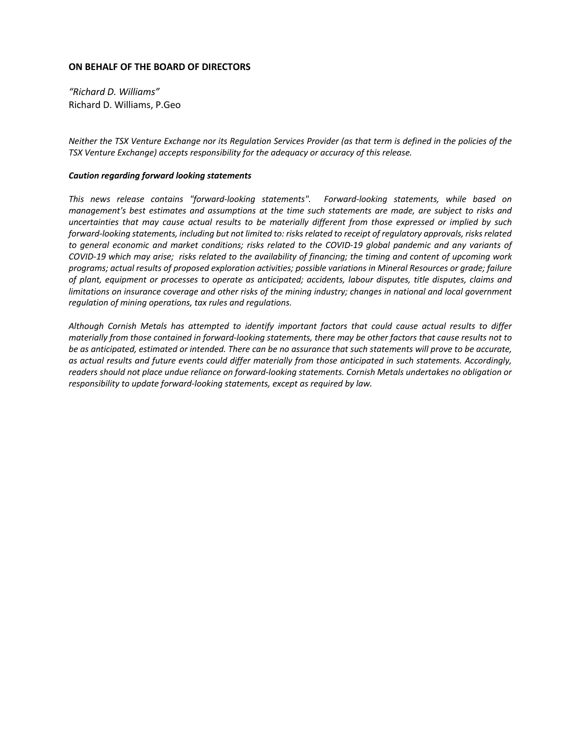**ON BEHALF OF THE BOARD OF DIRECTORS**

*"Richard D. Williams"*
Richard D. Williams, P.Geo

*Neither the TSX Venture Exchange nor its Regulation Services Provider (as that term is defined in the policies of the TSX Venture Exchange) accepts responsibility for the adequacy or accuracy of this release.*

***Caution regarding forward looking statements***

*This news release contains "forward-looking statements". Forward-looking statements, while based on management's best estimates and assumptions at the time such statements are made, are subject to risks and uncertainties that may cause actual results to be materially different from those expressed or implied by such forward-looking statements, including but not limited to: risks related to receipt of regulatory approvals, risks related to general economic and market conditions; risks related to the COVID-19 global pandemic and any variants of COVID-19 which may arise; risks related to the availability of financing; the timing and content of upcoming work programs; actual results of proposed exploration activities; possible variations in Mineral Resources or grade; failure of plant, equipment or processes to operate as anticipated; accidents, labour disputes, title disputes, claims and limitations on insurance coverage and other risks of the mining industry; changes in national and local government regulation of mining operations, tax rules and regulations.*

*Although Cornish Metals has attempted to identify important factors that could cause actual results to differ materially from those contained in forward-looking statements, there may be other factors that cause results not to be as anticipated, estimated or intended. There can be no assurance that such statements will prove to be accurate, as actual results and future events could differ materially from those anticipated in such statements. Accordingly, readers should not place undue reliance on forward-looking statements. Cornish Metals undertakes no obligation or responsibility to update forward-looking statements, except as required by law.*